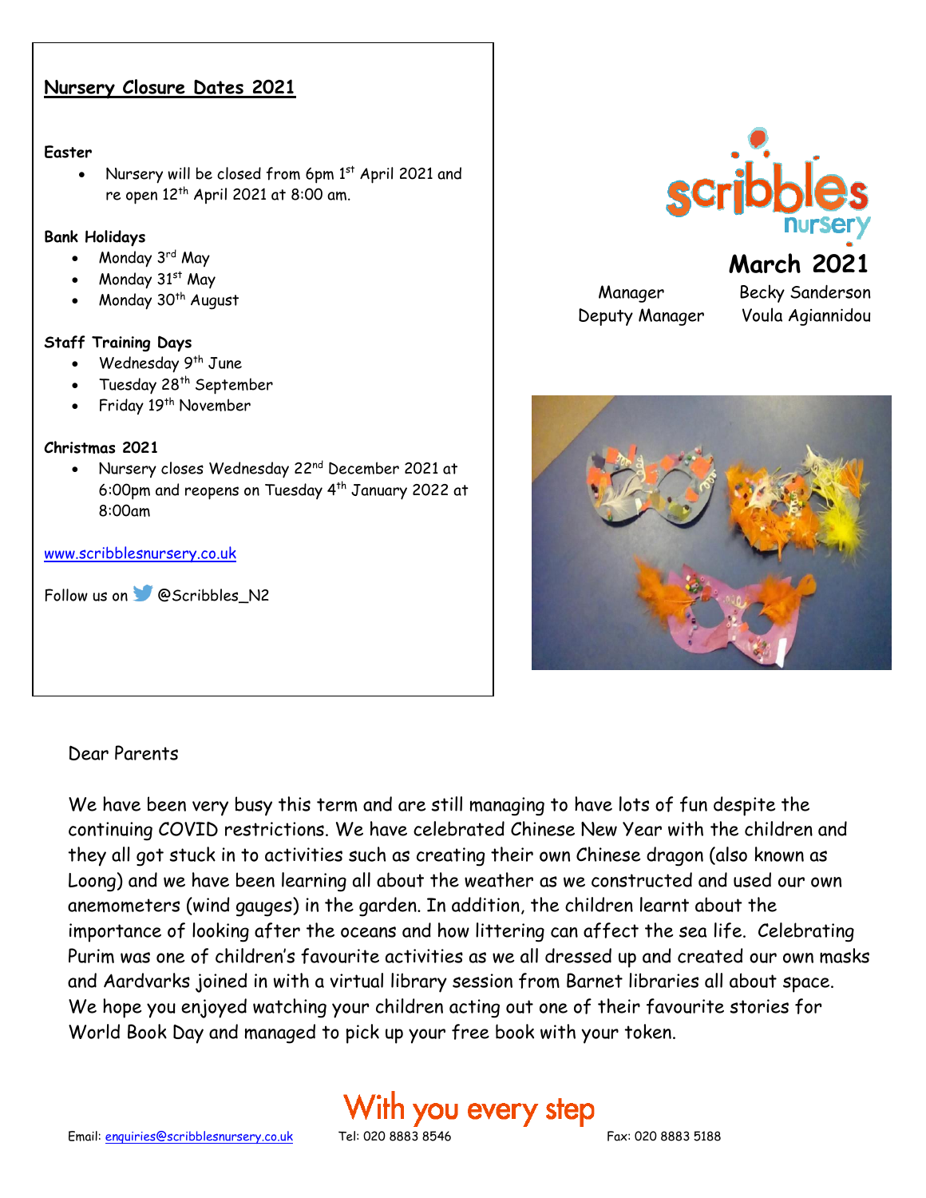## Nursery Closure Dates 2021

**Easter**

- Nursery will be closed from 6pm 1st April 2021 and re open 12th April 2021 at 8:00 am.

**Bank Holidays**

- Monday 3rd May
- Monday 31st May
- Monday 30th August

**Staff Training Days**

- Wednesday 9th June
- Tuesday 28th September
- Friday 19th November

**Christmas 2021**

- Nursery closes Wednesday 22nd December 2021 at 6:00pm and reopens on Tuesday 4th January 2022 at 8:00am

www.scribblesnursery.co.uk

Follow us on @Scribbles_N2

scribbles nursery

# March 2021

| | |
|---|---|
| Manager | Becky Sanderson |
| Deputy Manager | Voula Agiannidou |

Dear Parents

We have been very busy this term and are still managing to have lots of fun despite the continuing COVID restrictions. We have celebrated Chinese New Year with the children and they all got stuck in to activities such as creating their own Chinese dragon (also known as Loong) and we have been learning all about the weather as we constructed and used our own anemometers (wind gauges) in the garden. In addition, the children learnt about the importance of looking after the oceans and how littering can affect the sea life. Celebrating Purim was one of children's favourite activities as we all dressed up and created our own masks and Aardvarks joined in with a virtual library session from Barnet libraries all about space. We hope you enjoyed watching your children acting out one of their favourite stories for World Book Day and managed to pick up your free book with your token.

With you every step

Email: enquiries@scribblesnursery.co.uk Tel: 020 8883 8546 Fax: 020 8883 5188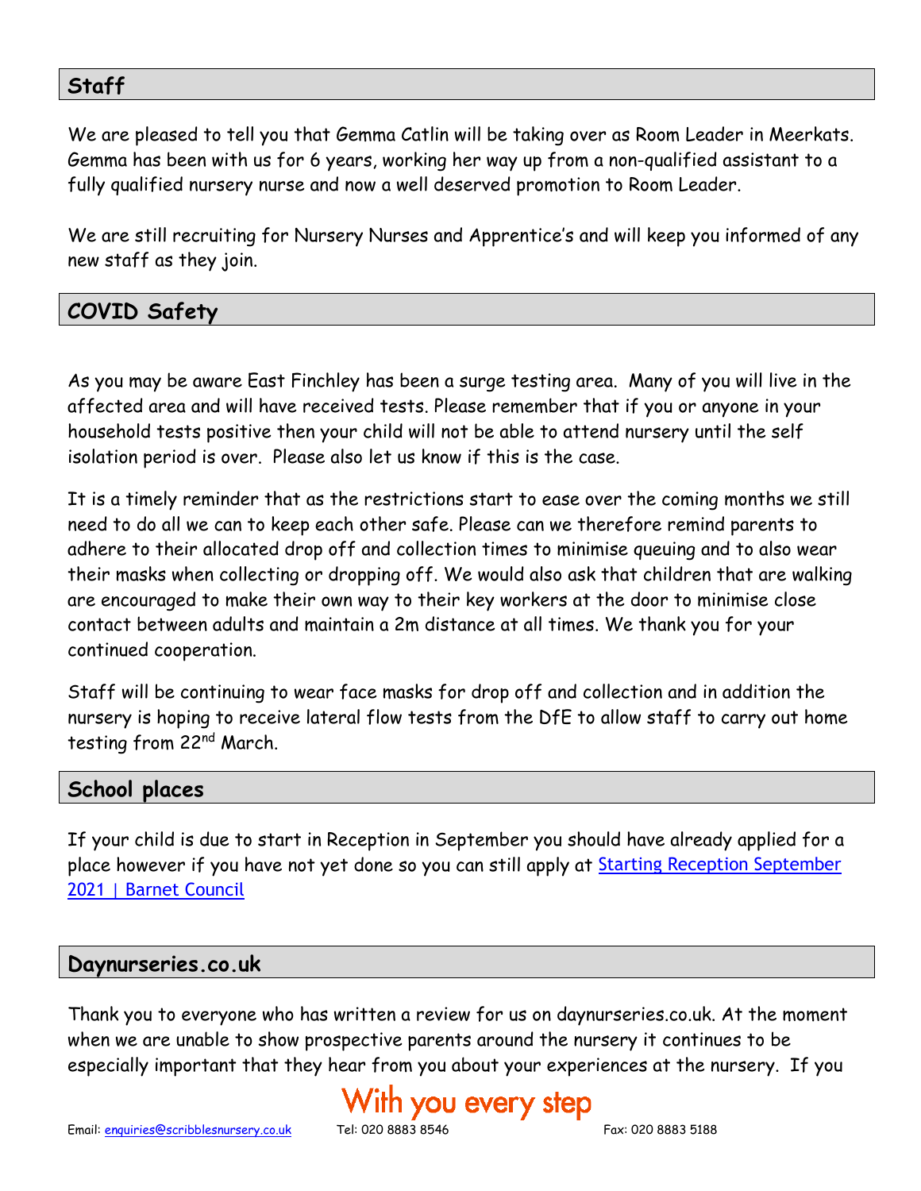## Staff

We are pleased to tell you that Gemma Catlin will be taking over as Room Leader in Meerkats. Gemma has been with us for 6 years, working her way up from a non-qualified assistant to a fully qualified nursery nurse and now a well deserved promotion to Room Leader.

We are still recruiting for Nursery Nurses and Apprentice's and will keep you informed of any new staff as they join.

## COVID Safety

As you may be aware East Finchley has been a surge testing area. Many of you will live in the affected area and will have received tests. Please remember that if you or anyone in your household tests positive then your child will not be able to attend nursery until the self isolation period is over. Please also let us know if this is the case.

It is a timely reminder that as the restrictions start to ease over the coming months we still need to do all we can to keep each other safe. Please can we therefore remind parents to adhere to their allocated drop off and collection times to minimise queuing and to also wear their masks when collecting or dropping off. We would also ask that children that are walking are encouraged to make their own way to their key workers at the door to minimise close contact between adults and maintain a 2m distance at all times. We thank you for your continued cooperation.

Staff will be continuing to wear face masks for drop off and collection and in addition the nursery is hoping to receive lateral flow tests from the DfE to allow staff to carry out home testing from 22nd March.

## School places

If your child is due to start in Reception in September you should have already applied for a place however if you have not yet done so you can still apply at [Starting Reception September 2021 | Barnet Council]

## Daynurseries.co.uk

Thank you to everyone who has written a review for us on daynurseries.co.uk. At the moment when we are unable to show prospective parents around the nursery it continues to be especially important that they hear from you about your experiences at the nursery. If you

With you every step

Email: enquiries@scribblesnursery.co.uk Tel: 020 8883 8546 Fax: 020 8883 5188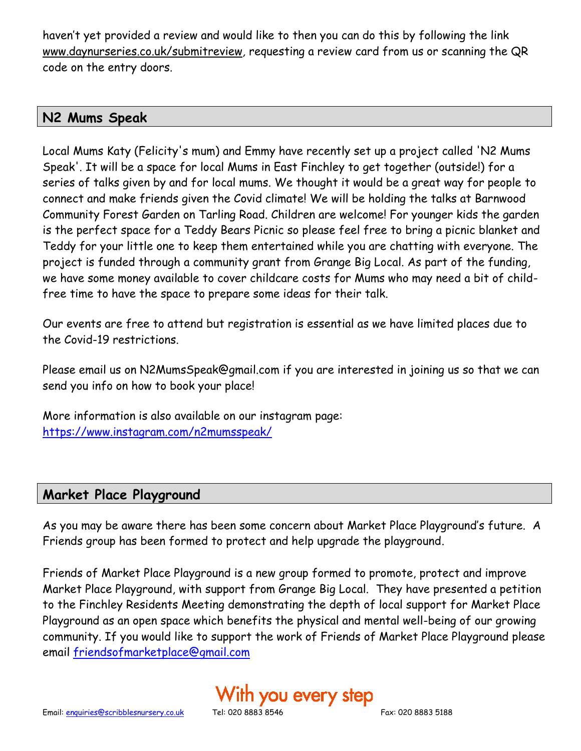haven't yet provided a review and would like to then you can do this by following the link www.daynurseries.co.uk/submitreview, requesting a review card from us or scanning the QR code on the entry doors.

## N2 Mums Speak

Local Mums Katy (Felicity's mum) and Emmy have recently set up a project called 'N2 Mums Speak'. It will be a space for local Mums in East Finchley to get together (outside!) for a series of talks given by and for local mums. We thought it would be a great way for people to connect and make friends given the Covid climate! We will be holding the talks at Barnwood Community Forest Garden on Tarling Road. Children are welcome! For younger kids the garden is the perfect space for a Teddy Bears Picnic so please feel free to bring a picnic blanket and Teddy for your little one to keep them entertained while you are chatting with everyone. The project is funded through a community grant from Grange Big Local. As part of the funding, we have some money available to cover childcare costs for Mums who may need a bit of child-free time to have the space to prepare some ideas for their talk.

Our events are free to attend but registration is essential as we have limited places due to the Covid-19 restrictions.

Please email us on N2MumsSpeak@gmail.com if you are interested in joining us so that we can send you info on how to book your place!

More information is also available on our instagram page: https://www.instagram.com/n2mumsspeak/

## Market Place Playground

As you may be aware there has been some concern about Market Place Playground's future. A Friends group has been formed to protect and help upgrade the playground.

Friends of Market Place Playground is a new group formed to promote, protect and improve Market Place Playground, with support from Grange Big Local. They have presented a petition to the Finchley Residents Meeting demonstrating the depth of local support for Market Place Playground as an open space which benefits the physical and mental well-being of our growing community. If you would like to support the work of Friends of Market Place Playground please email friendsofmarketplace@gmail.com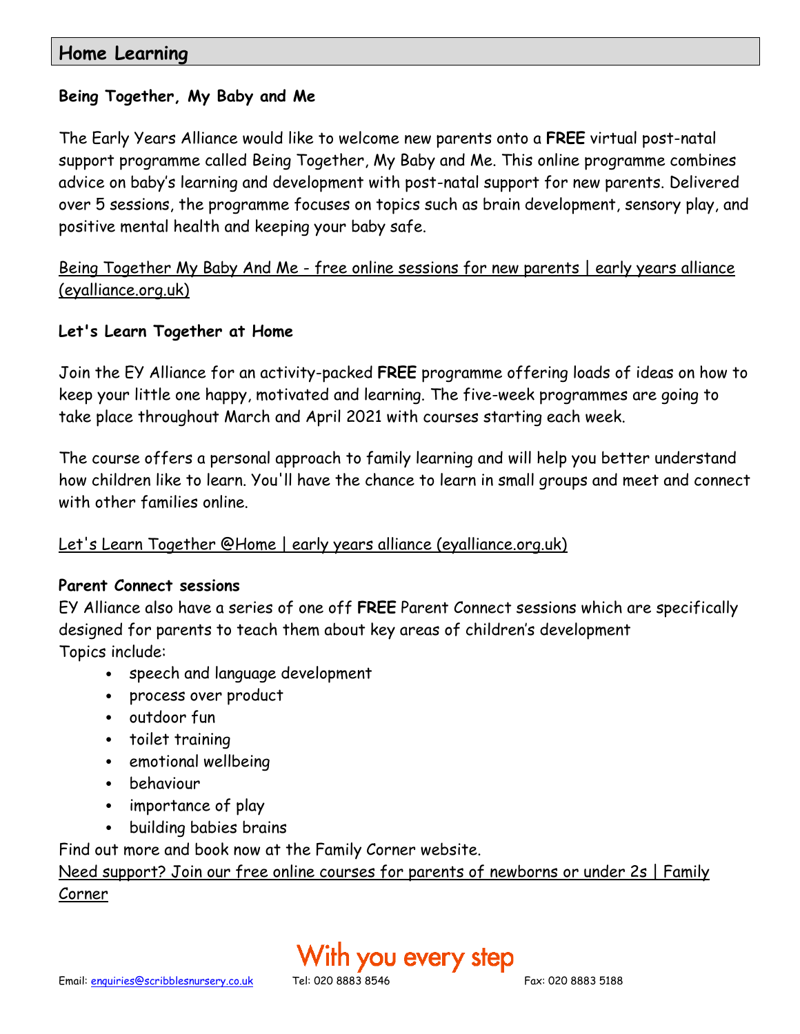## Home Learning

### Being Together, My Baby and Me

The Early Years Alliance would like to welcome new parents onto a **FREE** virtual post-natal support programme called Being Together, My Baby and Me. This online programme combines advice on baby's learning and development with post-natal support for new parents. Delivered over 5 sessions, the programme focuses on topics such as brain development, sensory play, and positive mental health and keeping your baby safe.

Being Together My Baby And Me - free online sessions for new parents | early years alliance (eyalliance.org.uk)

### Let's Learn Together at Home

Join the EY Alliance for an activity-packed **FREE** programme offering loads of ideas on how to keep your little one happy, motivated and learning. The five-week programmes are going to take place throughout March and April 2021 with courses starting each week.

The course offers a personal approach to family learning and will help you better understand how children like to learn. You'll have the chance to learn in small groups and meet and connect with other families online.

Let's Learn Together @Home | early years alliance (eyalliance.org.uk)

### Parent Connect sessions

EY Alliance also have a series of one off **FREE** Parent Connect sessions which are specifically designed for parents to teach them about key areas of children's development

Topics include:

- speech and language development
- process over product
- outdoor fun
- toilet training
- emotional wellbeing
- behaviour
- importance of play
- building babies brains

Find out more and book now at the Family Corner website.

Need support? Join our free online courses for parents of newborns or under 2s | Family Corner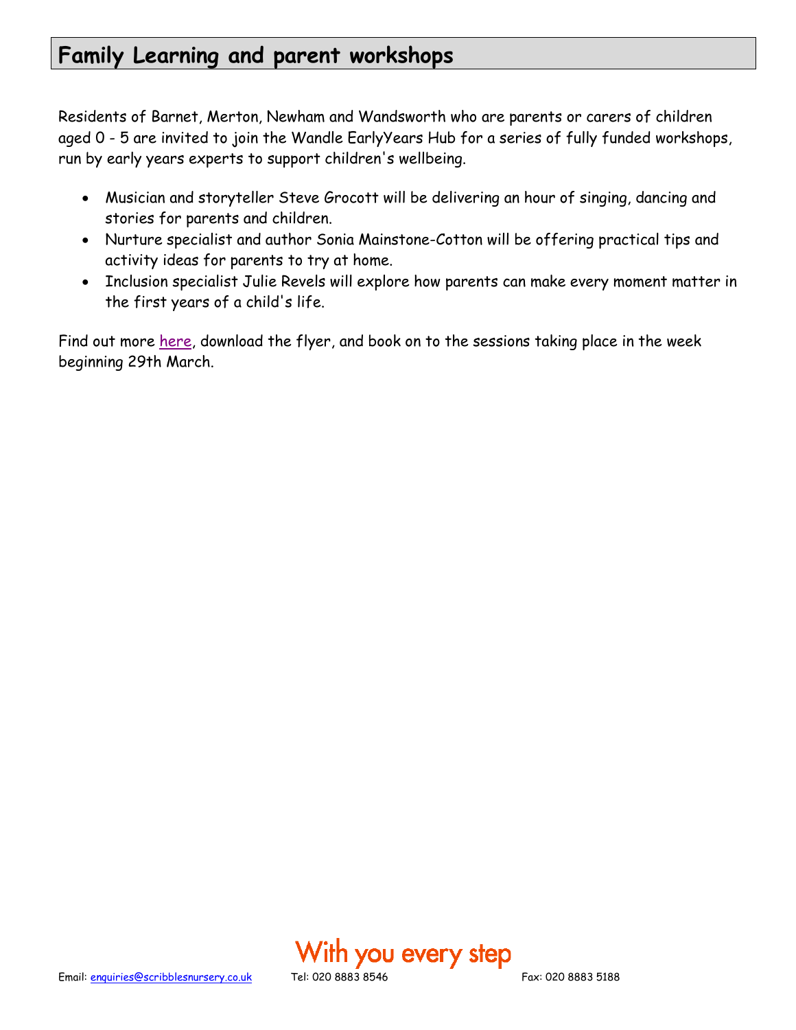## Family Learning and parent workshops

Residents of Barnet, Merton, Newham and Wandsworth who are parents or carers of children aged 0 - 5 are invited to join the Wandle EarlyYears Hub for a series of fully funded workshops, run by early years experts to support children's wellbeing.

- Musician and storyteller Steve Grocott will be delivering an hour of singing, dancing and stories for parents and children.
- Nurture specialist and author Sonia Mainstone-Cotton will be offering practical tips and activity ideas for parents to try at home.
- Inclusion specialist Julie Revels will explore how parents can make every moment matter in the first years of a child's life.

Find out more here, download the flyer, and book on to the sessions taking place in the week beginning 29th March.